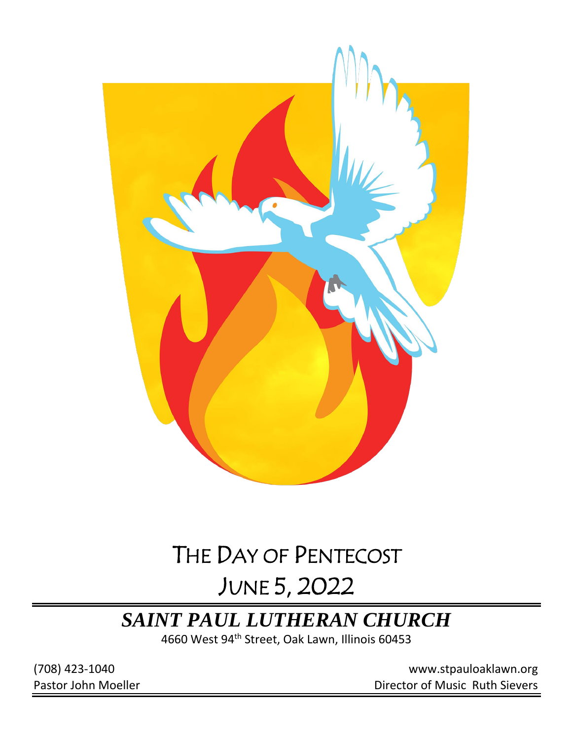# The Day of Pentecost

## June 5, 2022

## *SAINT PAUL LUTHERAN CHURCH*

4660 West 94th Street, Oak Lawn, Illinois 60453

(708) 423-1040
Pastor John Moeller

www.stpauloaklawn.org
Director of Music Ruth Sievers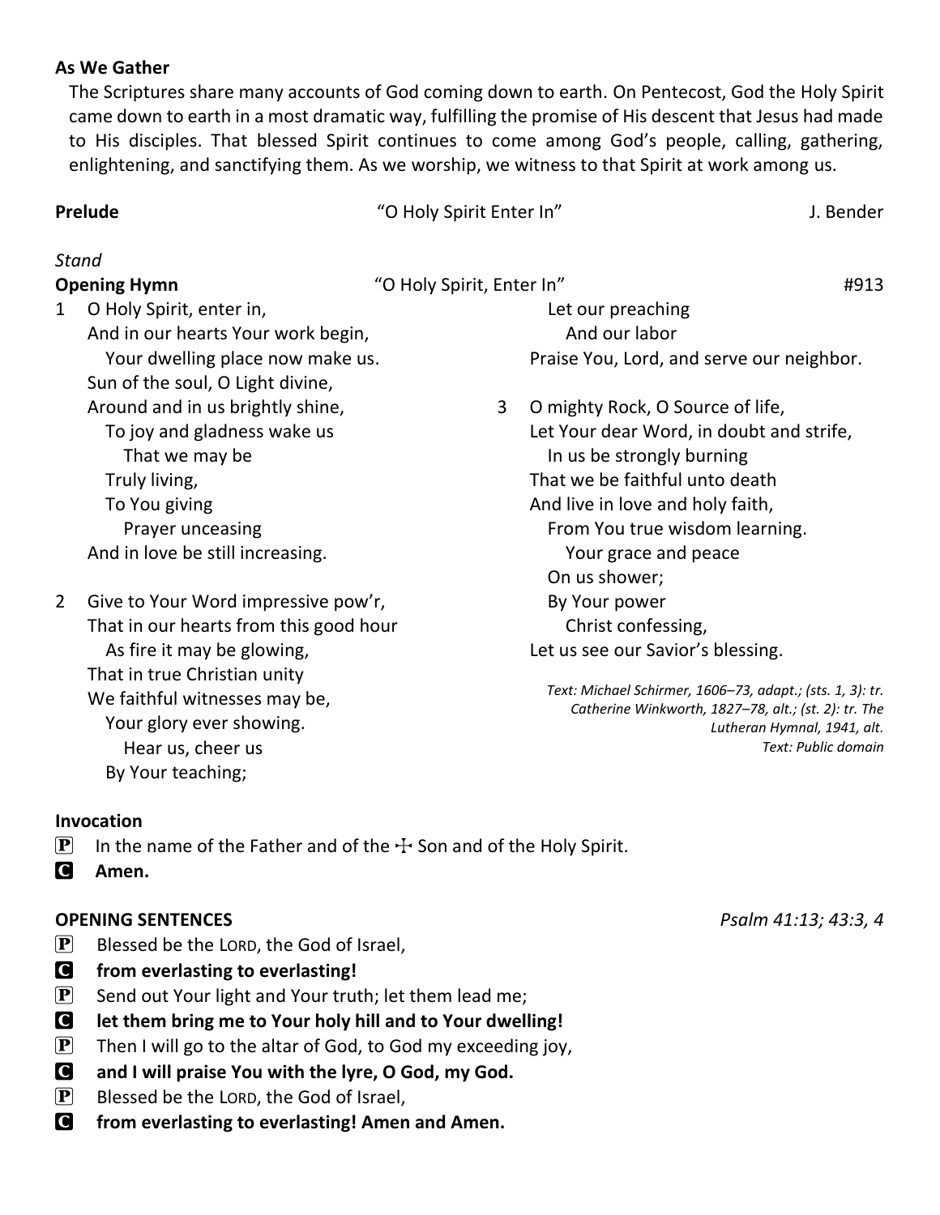**As We Gather**

The Scriptures share many accounts of God coming down to earth. On Pentecost, God the Holy Spirit came down to earth in a most dramatic way, fulfilling the promise of His descent that Jesus had made to His disciples. That blessed Spirit continues to come among God's people, calling, gathering, enlightening, and sanctifying them. As we worship, we witness to that Spirit at work among us.

**Prelude** "O Holy Spirit Enter In" J. Bender

*Stand*

**Opening Hymn** "O Holy Spirit, Enter In" #913

1 O Holy Spirit, enter in,
And in our hearts Your work begin,
Your dwelling place now make us.
Sun of the soul, O Light divine,
Around and in us brightly shine,
To joy and gladness wake us
That we may be
Truly living,
To You giving
Prayer unceasing
And in love be still increasing.

2 Give to Your Word impressive pow'r,
That in our hearts from this good hour
As fire it may be glowing,
That in true Christian unity
We faithful witnesses may be,
Your glory ever showing.
Hear us, cheer us
By Your teaching;
Let our preaching
And our labor
Praise You, Lord, and serve our neighbor.

3 O mighty Rock, O Source of life,
Let Your dear Word, in doubt and strife,
In us be strongly burning
That we be faithful unto death
And live in love and holy faith,
From You true wisdom learning.
Your grace and peace
On us shower;
By Your power
Christ confessing,
Let us see our Savior's blessing.

*Text: Michael Schirmer, 1606–73, adapt.; (sts. 1, 3): tr. Catherine Winkworth, 1827–78, alt.; (st. 2): tr. The Lutheran Hymnal, 1941, alt.*
*Text: Public domain*

**Invocation**

P In the name of the Father and of the ☩ Son and of the Holy Spirit.
C **Amen.**

**OPENING SENTENCES** *Psalm 41:13; 43:3, 4*

P Blessed be the LORD, the God of Israel,
C **from everlasting to everlasting!**
P Send out Your light and Your truth; let them lead me;
C **let them bring me to Your holy hill and to Your dwelling!**
P Then I will go to the altar of God, to God my exceeding joy,
C **and I will praise You with the lyre, O God, my God.**
P Blessed be the LORD, the God of Israel,
C **from everlasting to everlasting! Amen and Amen.**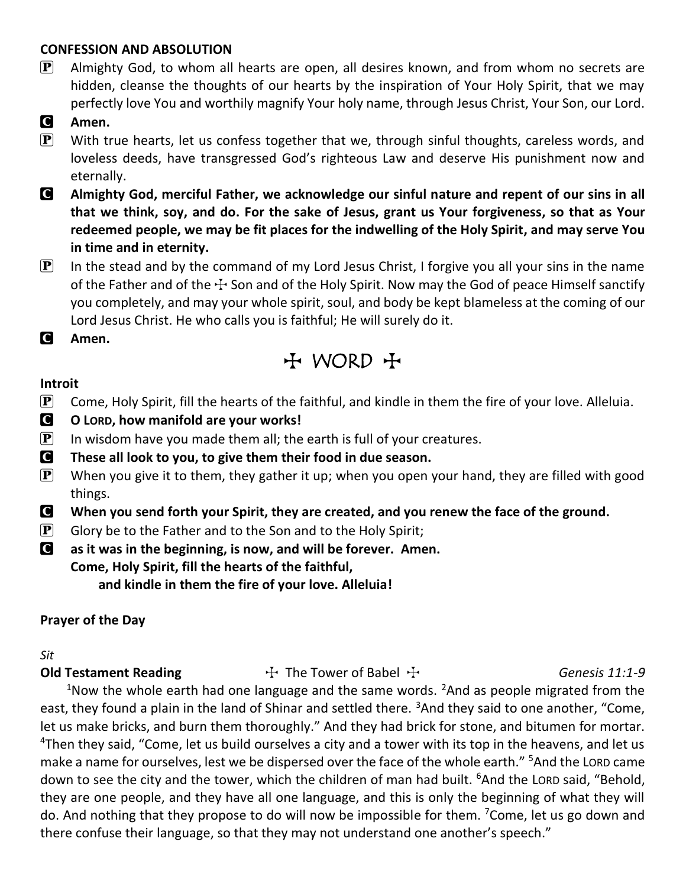**CONFESSION AND ABSOLUTION**

P Almighty God, to whom all hearts are open, all desires known, and from whom no secrets are hidden, cleanse the thoughts of our hearts by the inspiration of Your Holy Spirit, that we may perfectly love You and worthily magnify Your holy name, through Jesus Christ, Your Son, our Lord.

C **Amen.**

P With true hearts, let us confess together that we, through sinful thoughts, careless words, and loveless deeds, have transgressed God's righteous Law and deserve His punishment now and eternally.

C **Almighty God, merciful Father, we acknowledge our sinful nature and repent of our sins in all that we think, soy, and do. For the sake of Jesus, grant us Your forgiveness, so that as Your redeemed people, we may be fit places for the indwelling of the Holy Spirit, and may serve You in time and in eternity.**

P In the stead and by the command of my Lord Jesus Christ, I forgive you all your sins in the name of the Father and of the ☩ Son and of the Holy Spirit. Now may the God of peace Himself sanctify you completely, and may your whole spirit, soul, and body be kept blameless at the coming of our Lord Jesus Christ. He who calls you is faithful; He will surely do it.

C **Amen.**

# ☩ WORD ☩

**Introit**

P Come, Holy Spirit, fill the hearts of the faithful, and kindle in them the fire of your love. Alleluia.

C **O LORD, how manifold are your works!**

P In wisdom have you made them all; the earth is full of your creatures.

C **These all look to you, to give them their food in due season.**

P When you give it to them, they gather it up; when you open your hand, they are filled with good things.

C **When you send forth your Spirit, they are created, and you renew the face of the ground.**

P Glory be to the Father and to the Son and to the Holy Spirit;

C **as it was in the beginning, is now, and will be forever. Amen.**
**Come, Holy Spirit, fill the hearts of the faithful,**
**and kindle in them the fire of your love. Alleluia!**

**Prayer of the Day**

*Sit*

**Old Testament Reading** ☩ The Tower of Babel ☩ *Genesis 11:1-9*

[1]Now the whole earth had one language and the same words. [2]And as people migrated from the east, they found a plain in the land of Shinar and settled there. [3]And they said to one another, "Come, let us make bricks, and burn them thoroughly." And they had brick for stone, and bitumen for mortar. [4]Then they said, "Come, let us build ourselves a city and a tower with its top in the heavens, and let us make a name for ourselves, lest we be dispersed over the face of the whole earth." [5]And the LORD came down to see the city and the tower, which the children of man had built. [6]And the LORD said, "Behold, they are one people, and they have all one language, and this is only the beginning of what they will do. And nothing that they propose to do will now be impossible for them. [7]Come, let us go down and there confuse their language, so that they may not understand one another's speech."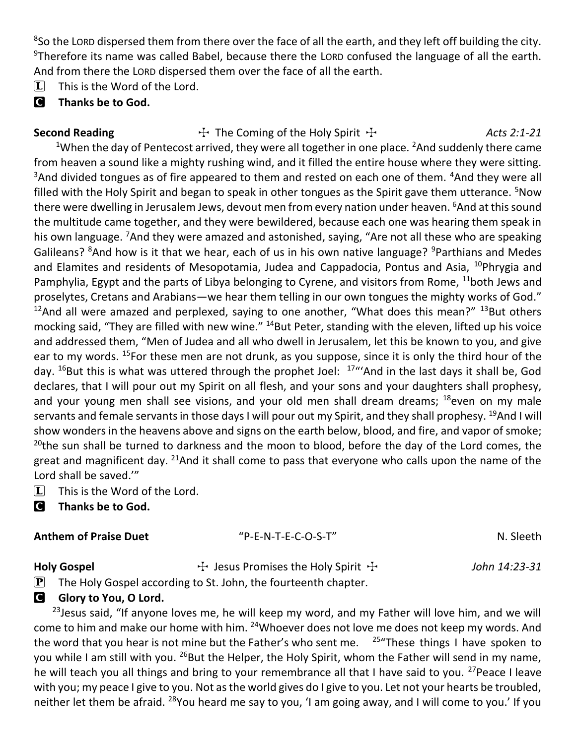[8]So the LORD dispersed them from there over the face of all the earth, and they left off building the city. [9]Therefore its name was called Babel, because there the LORD confused the language of all the earth. And from there the LORD dispersed them over the face of all the earth.

L  This is the Word of the Lord.

C  **Thanks be to God.**

**Second Reading** ☩ The Coming of the Holy Spirit ☩ *Acts 2:1-21*

[1]When the day of Pentecost arrived, they were all together in one place. [2]And suddenly there came from heaven a sound like a mighty rushing wind, and it filled the entire house where they were sitting. [3]And divided tongues as of fire appeared to them and rested on each one of them. [4]And they were all filled with the Holy Spirit and began to speak in other tongues as the Spirit gave them utterance. [5]Now there were dwelling in Jerusalem Jews, devout men from every nation under heaven. [6]And at this sound the multitude came together, and they were bewildered, because each one was hearing them speak in his own language. [7]And they were amazed and astonished, saying, "Are not all these who are speaking Galileans? [8]And how is it that we hear, each of us in his own native language? [9]Parthians and Medes and Elamites and residents of Mesopotamia, Judea and Cappadocia, Pontus and Asia, [10]Phrygia and Pamphylia, Egypt and the parts of Libya belonging to Cyrene, and visitors from Rome, [11]both Jews and proselytes, Cretans and Arabians—we hear them telling in our own tongues the mighty works of God." [12]And all were amazed and perplexed, saying to one another, "What does this mean?" [13]But others mocking said, "They are filled with new wine." [14]But Peter, standing with the eleven, lifted up his voice and addressed them, "Men of Judea and all who dwell in Jerusalem, let this be known to you, and give ear to my words. [15]For these men are not drunk, as you suppose, since it is only the third hour of the day. [16]But this is what was uttered through the prophet Joel: [17]"'And in the last days it shall be, God declares, that I will pour out my Spirit on all flesh, and your sons and your daughters shall prophesy, and your young men shall see visions, and your old men shall dream dreams; [18]even on my male servants and female servants in those days I will pour out my Spirit, and they shall prophesy. [19]And I will show wonders in the heavens above and signs on the earth below, blood, and fire, and vapor of smoke; [20]the sun shall be turned to darkness and the moon to blood, before the day of the Lord comes, the great and magnificent day. [21]And it shall come to pass that everyone who calls upon the name of the Lord shall be saved.'"

L  This is the Word of the Lord.

C  **Thanks be to God.**

**Anthem of Praise Duet** "P-E-N-T-E-C-O-S-T" N. Sleeth

**Holy Gospel** ☩ Jesus Promises the Holy Spirit ☩ *John 14:23-31*

P  The Holy Gospel according to St. John, the fourteenth chapter.

C  **Glory to You, O Lord.**

[23]Jesus said, "If anyone loves me, he will keep my word, and my Father will love him, and we will come to him and make our home with him. [24]Whoever does not love me does not keep my words. And the word that you hear is not mine but the Father's who sent me. [25]"These things I have spoken to you while I am still with you. [26]But the Helper, the Holy Spirit, whom the Father will send in my name, he will teach you all things and bring to your remembrance all that I have said to you. [27]Peace I leave with you; my peace I give to you. Not as the world gives do I give to you. Let not your hearts be troubled, neither let them be afraid. [28]You heard me say to you, 'I am going away, and I will come to you.' If you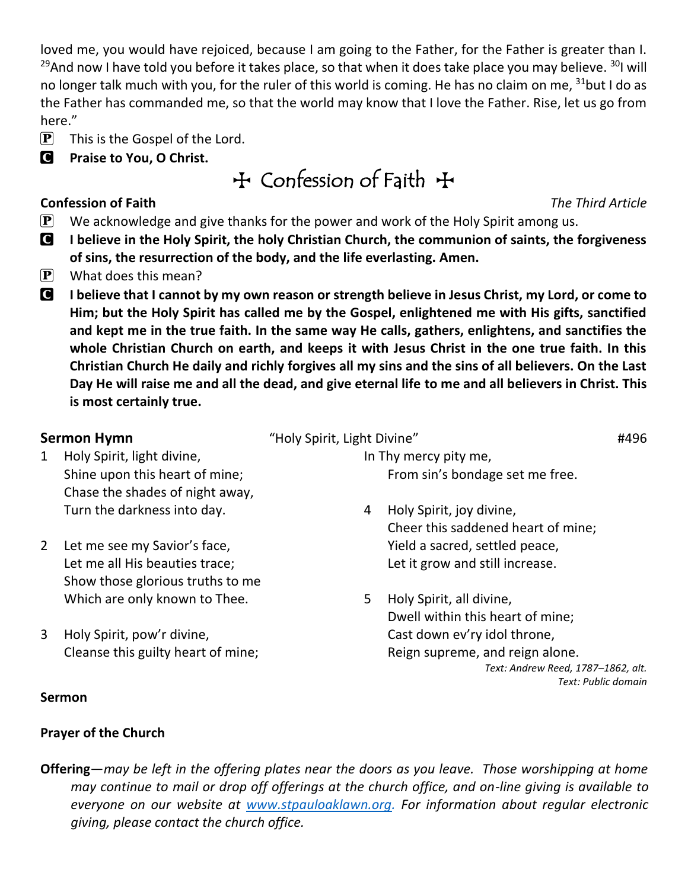loved me, you would have rejoiced, because I am going to the Father, for the Father is greater than I. [29]And now I have told you before it takes place, so that when it does take place you may believe. [30]I will no longer talk much with you, for the ruler of this world is coming. He has no claim on me, [31]but I do as the Father has commanded me, so that the world may know that I love the Father. Rise, let us go from here."

P This is the Gospel of the Lord.

C **Praise to You, O Christ.**

# ✠ Confession of Faith ✠

**Confession of Faith** *The Third Article*

P We acknowledge and give thanks for the power and work of the Holy Spirit among us.

C **I believe in the Holy Spirit, the holy Christian Church, the communion of saints, the forgiveness of sins, the resurrection of the body, and the life everlasting. Amen.**

P What does this mean?

C **I believe that I cannot by my own reason or strength believe in Jesus Christ, my Lord, or come to Him; but the Holy Spirit has called me by the Gospel, enlightened me with His gifts, sanctified and kept me in the true faith. In the same way He calls, gathers, enlightens, and sanctifies the whole Christian Church on earth, and keeps it with Jesus Christ in the one true faith. In this Christian Church He daily and richly forgives all my sins and the sins of all believers. On the Last Day He will raise me and all the dead, and give eternal life to me and all believers in Christ. This is most certainly true.**

**Sermon Hymn** "Holy Spirit, Light Divine" #496

1. Holy Spirit, light divine,
   Shine upon this heart of mine;
   Chase the shades of night away,
   Turn the darkness into day.

2. Let me see my Savior's face,
   Let me all His beauties trace;
   Show those glorious truths to me
   Which are only known to Thee.

3. Holy Spirit, pow'r divine,
   Cleanse this guilty heart of mine;
   In Thy mercy pity me,
   From sin's bondage set me free.

4. Holy Spirit, joy divine,
   Cheer this saddened heart of mine;
   Yield a sacred, settled peace,
   Let it grow and still increase.

5. Holy Spirit, all divine,
   Dwell within this heart of mine;
   Cast down ev'ry idol throne,
   Reign supreme, and reign alone.

*Text: Andrew Reed, 1787–1862, alt.*
*Text: Public domain*

**Sermon**

**Prayer of the Church**

**Offering**—*may be left in the offering plates near the doors as you leave. Those worshipping at home may continue to mail or drop off offerings at the church office, and on-line giving is available to everyone on our website at [www.stpauloaklawn.org](http://www.stpauloaklawn.org). For information about regular electronic giving, please contact the church office.*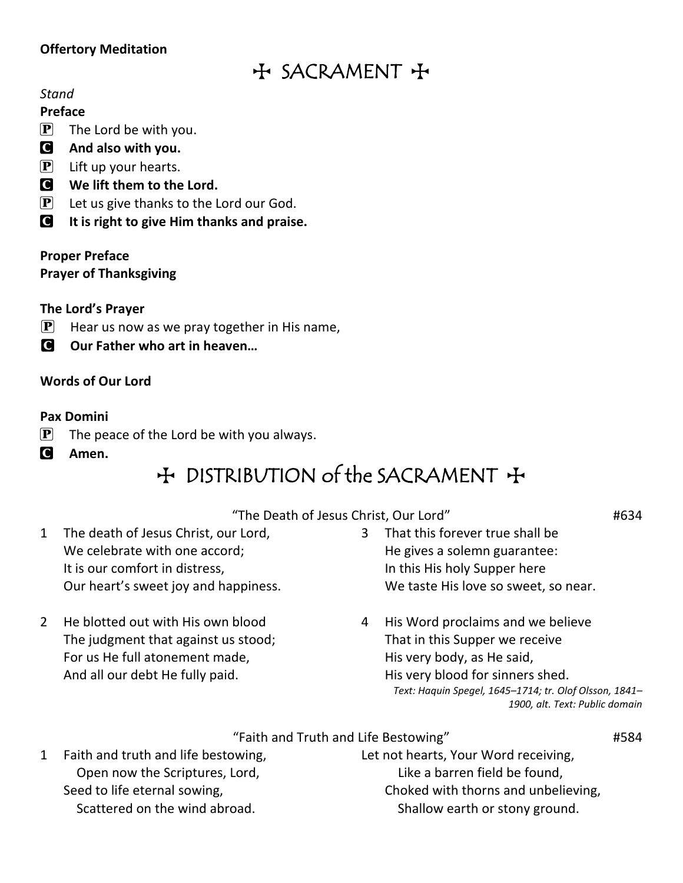**Offertory Meditation**

# ☩ SACRAMENT ☩

*Stand*

**Preface**

P The Lord be with you.

C **And also with you.**

P Lift up your hearts.

C **We lift them to the Lord.**

P Let us give thanks to the Lord our God.

C **It is right to give Him thanks and praise.**

**Proper Preface**
**Prayer of Thanksgiving**

**The Lord's Prayer**

P Hear us now as we pray together in His name,

C **Our Father who art in heaven…**

**Words of Our Lord**

**Pax Domini**

P The peace of the Lord be with you always.

C **Amen.**

# ☩ DISTRIBUTION of the SACRAMENT ☩

"The Death of Jesus Christ, Our Lord" #634

1 The death of Jesus Christ, our Lord,
We celebrate with one accord;
It is our comfort in distress,
Our heart's sweet joy and happiness.

2 He blotted out with His own blood
The judgment that against us stood;
For us He full atonement made,
And all our debt He fully paid.

3 That this forever true shall be
He gives a solemn guarantee:
In this His holy Supper here
We taste His love so sweet, so near.

4 His Word proclaims and we believe
That in this Supper we receive
His very body, as He said,
His very blood for sinners shed.

*Text: Haquin Spegel, 1645–1714; tr. Olof Olsson, 1841–1900, alt. Text: Public domain*

"Faith and Truth and Life Bestowing" #584

1 Faith and truth and life bestowing,
Open now the Scriptures, Lord,
Seed to life eternal sowing,
Scattered on the wind abroad.
Let not hearts, Your Word receiving,
Like a barren field be found,
Choked with thorns and unbelieving,
Shallow earth or stony ground.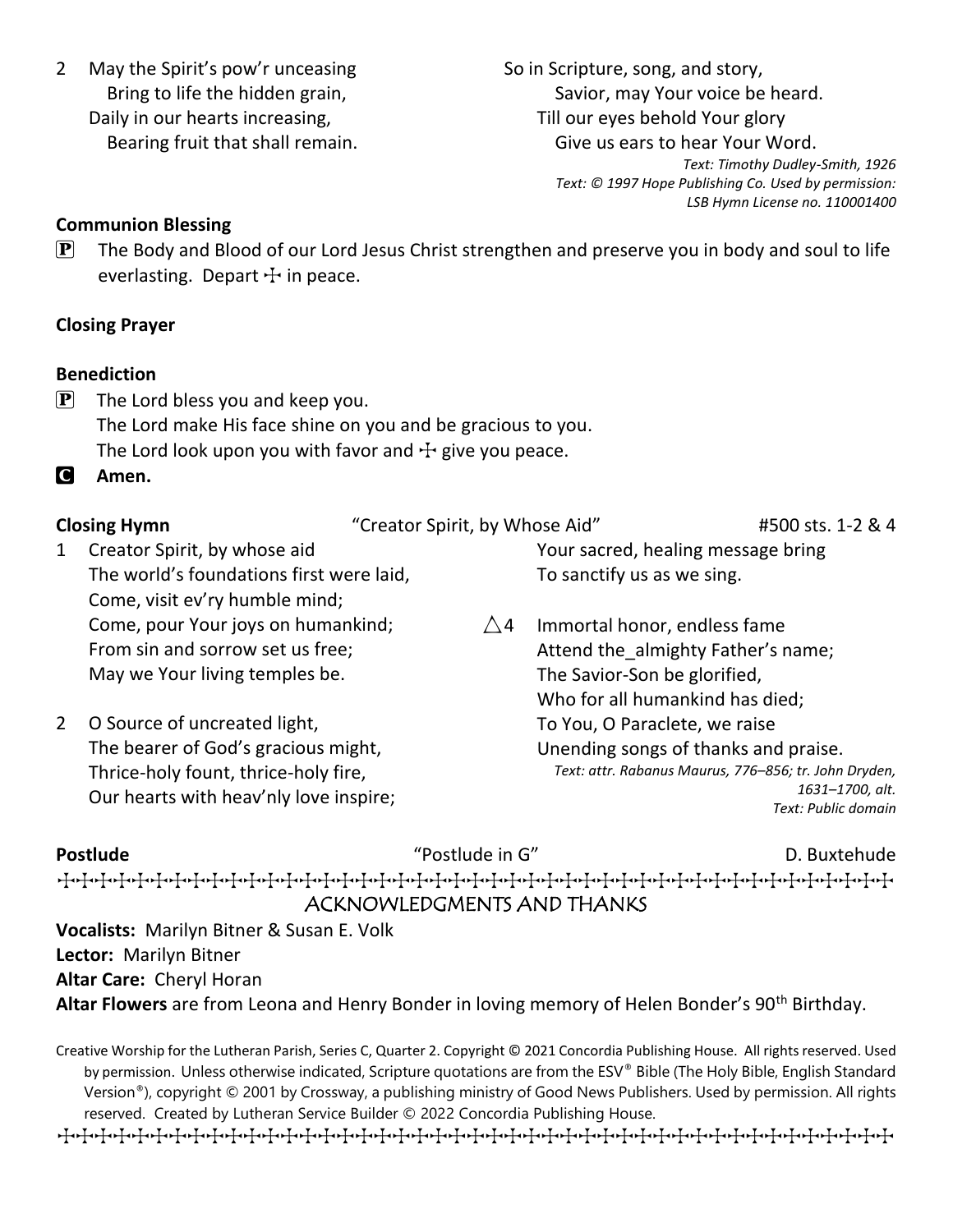2 May the Spirit's pow'r unceasing
Bring to life the hidden grain,
Daily in our hearts increasing,
Bearing fruit that shall remain.

So in Scripture, song, and story,
Savior, may Your voice be heard.
Till our eyes behold Your glory
Give us ears to hear Your Word.

*Text: Timothy Dudley-Smith, 1926*
*Text: © 1997 Hope Publishing Co. Used by permission: LSB Hymn License no. 110001400*

**Communion Blessing**

P The Body and Blood of our Lord Jesus Christ strengthen and preserve you in body and soul to life everlasting. Depart ☩ in peace.

**Closing Prayer**

**Benediction**

P The Lord bless you and keep you.
The Lord make His face shine on you and be gracious to you.
The Lord look upon you with favor and ☩ give you peace.

C **Amen.**

**Closing Hymn** "Creator Spirit, by Whose Aid" #500 sts. 1-2 & 4

1 Creator Spirit, by whose aid
The world's foundations first were laid,
Come, visit ev'ry humble mind;
Come, pour Your joys on humankind;
From sin and sorrow set us free;
May we Your living temples be.

2 O Source of uncreated light,
The bearer of God's gracious might,
Thrice-holy fount, thrice-holy fire,
Our hearts with heav'nly love inspire;
Your sacred, healing message bring
To sanctify us as we sing.

△4 Immortal honor, endless fame
Attend the_almighty Father's name;
The Savior-Son be glorified,
Who for all humankind has died;
To You, O Paraclete, we raise
Unending songs of thanks and praise.

*Text: attr. Rabanus Maurus, 776–856; tr. John Dryden, 1631–1700, alt.*
*Text: Public domain*

**Postlude** "Postlude in G" D. Buxtehude

## ACKNOWLEDGMENTS AND THANKS

**Vocalists:** Marilyn Bitner & Susan E. Volk
**Lector:** Marilyn Bitner
**Altar Care:** Cheryl Horan
**Altar Flowers** are from Leona and Henry Bonder in loving memory of Helen Bonder's 90th Birthday.

Creative Worship for the Lutheran Parish, Series C, Quarter 2. Copyright © 2021 Concordia Publishing House. All rights reserved. Used by permission. Unless otherwise indicated, Scripture quotations are from the ESV® Bible (The Holy Bible, English Standard Version®), copyright © 2001 by Crossway, a publishing ministry of Good News Publishers. Used by permission. All rights reserved. Created by Lutheran Service Builder © 2022 Concordia Publishing House.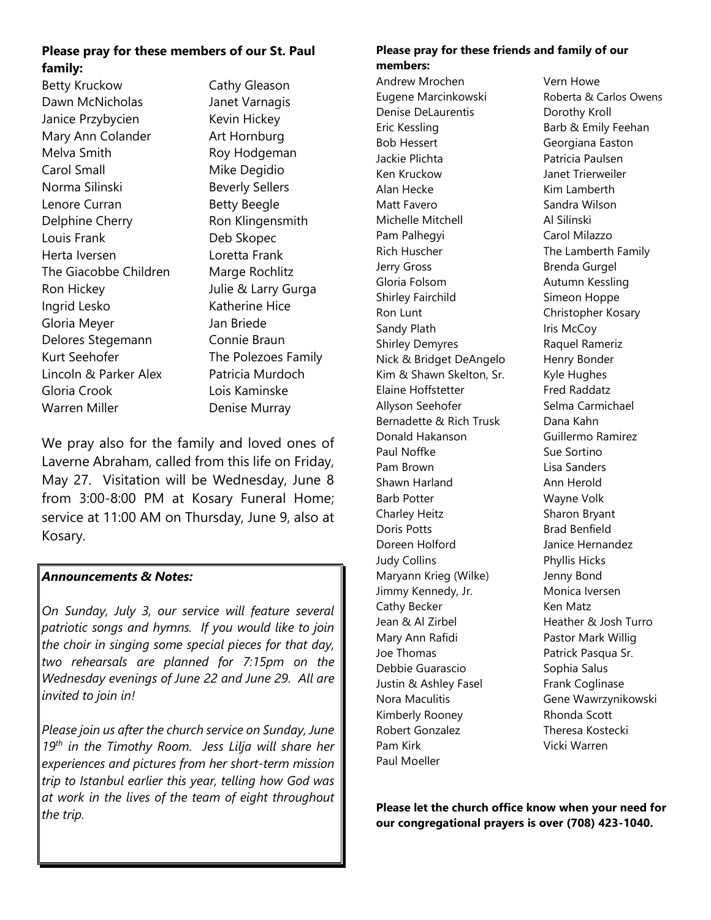**Please pray for these members of our St. Paul family:**

Betty Kruckow
Dawn McNicholas
Janice Przybycien
Mary Ann Colander
Melva Smith
Carol Small
Norma Silinski
Lenore Curran
Delphine Cherry
Louis Frank
Herta Iversen
The Giacobbe Children
Ron Hickey
Ingrid Lesko
Gloria Meyer
Delores Stegemann
Kurt Seehofer
Lincoln & Parker Alex
Gloria Crook
Warren Miller
Cathy Gleason
Janet Varnagis
Kevin Hickey
Art Hornburg
Roy Hodgeman
Mike Degidio
Beverly Sellers
Betty Beegle
Ron Klingensmith
Deb Skopec
Loretta Frank
Marge Rochlitz
Julie & Larry Gurga
Katherine Hice
Jan Briede
Connie Braun
The Polezoes Family
Patricia Murdoch
Lois Kaminske
Denise Murray

We pray also for the family and loved ones of Laverne Abraham, called from this life on Friday, May 27. Visitation will be Wednesday, June 8 from 3:00-8:00 PM at Kosary Funeral Home; service at 11:00 AM on Thursday, June 9, also at Kosary.

***Announcements & Notes:***

*On Sunday, July 3, our service will feature several patriotic songs and hymns. If you would like to join the choir in singing some special pieces for that day, two rehearsals are planned for 7:15pm on the Wednesday evenings of June 22 and June 29. All are invited to join in!*

*Please join us after the church service on Sunday, June 19th in the Timothy Room. Jess Lilja will share her experiences and pictures from her short-term mission trip to Istanbul earlier this year, telling how God was at work in the lives of the team of eight throughout the trip.*

**Please pray for these friends and family of our members:**

Andrew Mrochen
Eugene Marcinkowski
Denise DeLaurentis
Eric Kessling
Bob Hessert
Jackie Plichta
Ken Kruckow
Alan Hecke
Matt Favero
Michelle Mitchell
Pam Palhegyi
Rich Huscher
Jerry Gross
Gloria Folsom
Shirley Fairchild
Ron Lunt
Sandy Plath
Shirley Demyres
Nick & Bridget DeAngelo
Kim & Shawn Skelton, Sr.
Elaine Hoffstetter
Allyson Seehofer
Bernadette & Rich Trusk
Donald Hakanson
Paul Noffke
Pam Brown
Shawn Harland
Barb Potter
Charley Heitz
Doris Potts
Doreen Holford
Judy Collins
Maryann Krieg (Wilke)
Jimmy Kennedy, Jr.
Cathy Becker
Jean & Al Zirbel
Mary Ann Rafidi
Joe Thomas
Debbie Guarascio
Justin & Ashley Fasel
Nora Maculitis
Kimberly Rooney
Robert Gonzalez
Pam Kirk
Paul Moeller
Vern Howe
Roberta & Carlos Owens
Dorothy Kroll
Barb & Emily Feehan
Georgiana Easton
Patricia Paulsen
Janet Trierweiler
Kim Lamberth
Sandra Wilson
Al Silinski
Carol Milazzo
The Lamberth Family
Brenda Gurgel
Autumn Kessling
Simeon Hoppe
Christopher Kosary
Iris McCoy
Raquel Rameriz
Henry Bonder
Kyle Hughes
Fred Raddatz
Selma Carmichael
Dana Kahn
Guillermo Ramirez
Sue Sortino
Lisa Sanders
Ann Herold
Wayne Volk
Sharon Bryant
Brad Benfield
Janice Hernandez
Phyllis Hicks
Jenny Bond
Monica Iversen
Ken Matz
Heather & Josh Turro
Pastor Mark Willig
Patrick Pasqua Sr.
Sophia Salus
Frank Coglinase
Gene Wawrzynikowski
Rhonda Scott
Theresa Kostecki
Vicki Warren

**Please let the church office know when your need for our congregational prayers is over (708) 423-1040.**